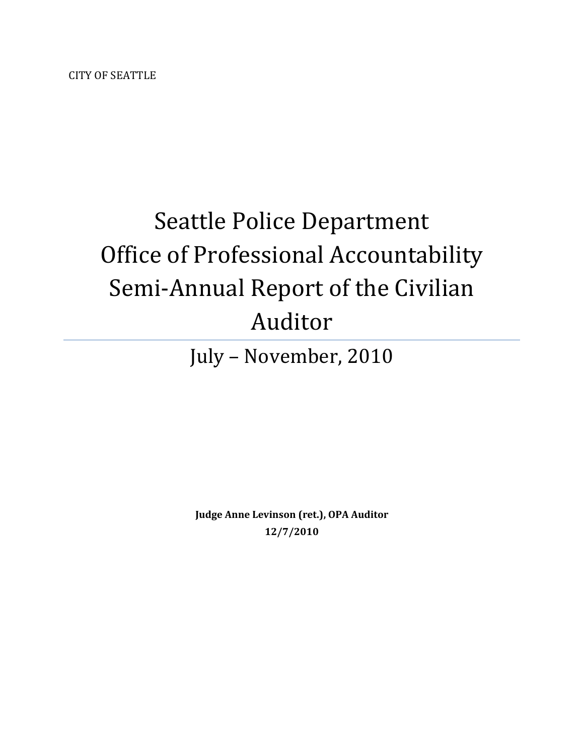CITY OF SEATTLE

# Seattle Police Department Office of Professional Accountability Semi-Annual Report of the Civilian Auditor

## July – November, 2010

**Judge Anne Levinson (ret.), OPA Auditor**

**12/7/2010**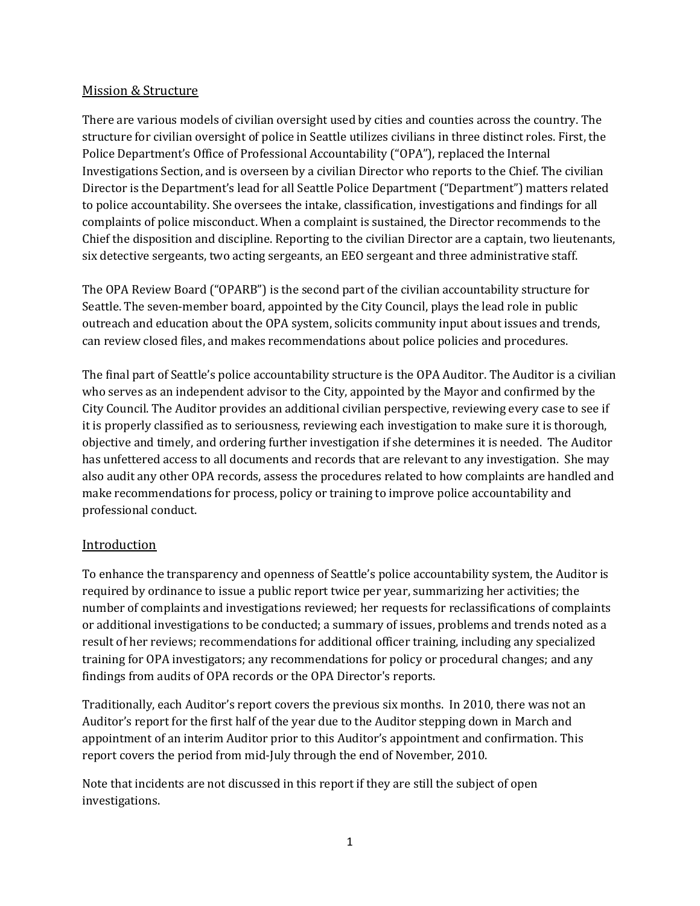## Mission & Structure

There are various models of civilian oversight used by cities and counties across the country. The structure for civilian oversight of police in Seattle utilizes civilians in three distinct roles. First, the Police Department's Office of Professional Accountability ("OPA"), replaced the Internal Investigations Section, and is overseen by a civilian Director who reports to the Chief. The civilian Director is the Department's lead for all Seattle Police Department ("Department") matters related to police accountability. She oversees the intake, classification, investigations and findings for all complaints of police misconduct. When a complaint is sustained, the Director recommends to the Chief the disposition and discipline. Reporting to the civilian Director are a captain, two lieutenants, six detective sergeants, two acting sergeants, an EEO sergeant and three administrative staff.

The OPA Review Board ("OPARB") is the second part of the civilian accountability structure for Seattle. The seven-member board, appointed by the City Council, plays the lead role in public outreach and education about the OPA system, solicits community input about issues and trends, can review closed files, and makes recommendations about police policies and procedures.

The final part of Seattle's police accountability structure is the OPA Auditor. The Auditor is a civilian who serves as an independent advisor to the City, appointed by the Mayor and confirmed by the City Council. The Auditor provides an additional civilian perspective, reviewing every case to see if it is properly classified as to seriousness, reviewing each investigation to make sure it is thorough, objective and timely, and ordering further investigation if she determines it is needed. The Auditor has unfettered access to all documents and records that are relevant to any investigation. She may also audit any other OPA records, assess the procedures related to how complaints are handled and make recommendations for process, policy or training to improve police accountability and professional conduct.

## Introduction

To enhance the transparency and openness of Seattle's police accountability system, the Auditor is required by ordinance to issue a public report twice per year, summarizing her activities; the number of complaints and investigations reviewed; her requests for reclassifications of complaints or additional investigations to be conducted; a summary of issues, problems and trends noted as a result of her reviews; recommendations for additional officer training, including any specialized training for OPA investigators; any recommendations for policy or procedural changes; and any findings from audits of OPA records or the OPA Director's reports.

Traditionally, each Auditor's report covers the previous six months. In 2010, there was not an Auditor's report for the first half of the year due to the Auditor stepping down in March and appointment of an interim Auditor prior to this Auditor's appointment and confirmation. This report covers the period from mid-July through the end of November, 2010.

Note that incidents are not discussed in this report if they are still the subject of open investigations.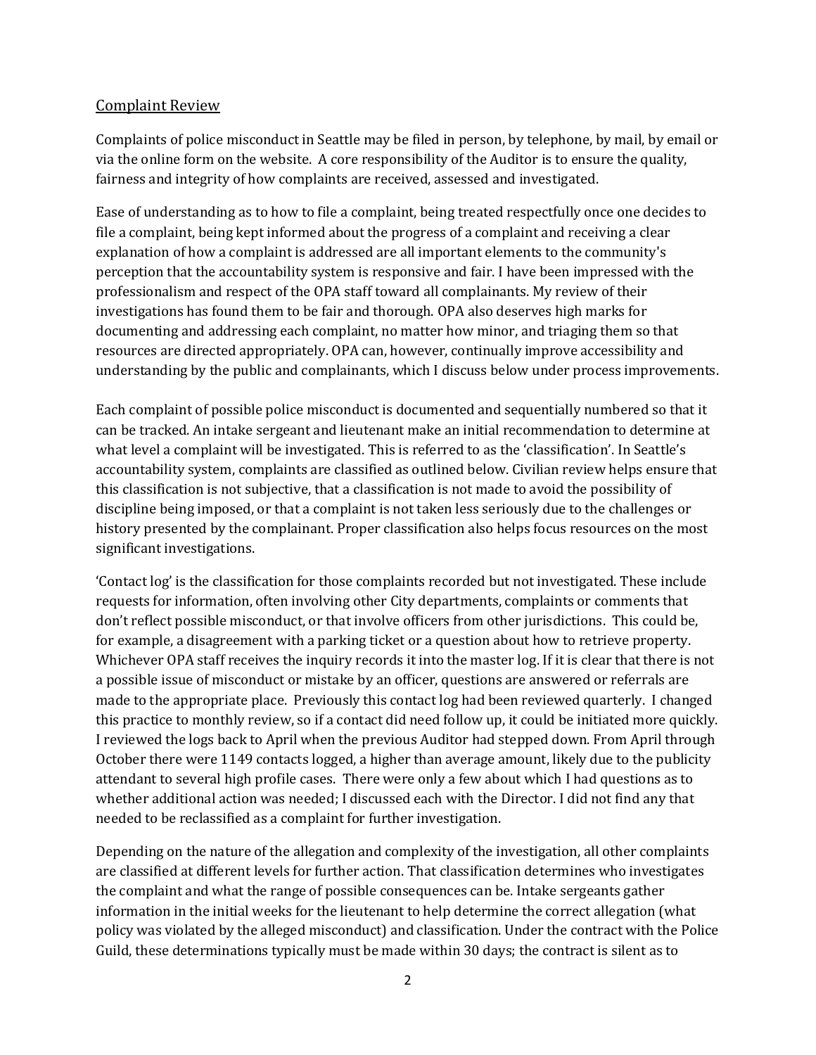## Complaint Review

Complaints of police misconduct in Seattle may be filed in person, by telephone, by mail, by email or via the online form on the website. A core responsibility of the Auditor is to ensure the quality, fairness and integrity of how complaints are received, assessed and investigated.

Ease of understanding as to how to file a complaint, being treated respectfully once one decides to file a complaint, being kept informed about the progress of a complaint and receiving a clear explanation of how a complaint is addressed are all important elements to the community's perception that the accountability system is responsive and fair. I have been impressed with the professionalism and respect of the OPA staff toward all complainants. My review of their investigations has found them to be fair and thorough. OPA also deserves high marks for documenting and addressing each complaint, no matter how minor, and triaging them so that resources are directed appropriately. OPA can, however, continually improve accessibility and understanding by the public and complainants, which I discuss below under process improvements.

Each complaint of possible police misconduct is documented and sequentially numbered so that it can be tracked. An intake sergeant and lieutenant make an initial recommendation to determine at what level a complaint will be investigated. This is referred to as the 'classification'. In Seattle's accountability system, complaints are classified as outlined below. Civilian review helps ensure that this classification is not subjective, that a classification is not made to avoid the possibility of discipline being imposed, or that a complaint is not taken less seriously due to the challenges or history presented by the complainant. Proper classification also helps focus resources on the most significant investigations.

'Contact log' is the classification for those complaints recorded but not investigated. These include requests for information, often involving other City departments, complaints or comments that don't reflect possible misconduct, or that involve officers from other jurisdictions. This could be, for example, a disagreement with a parking ticket or a question about how to retrieve property. Whichever OPA staff receives the inquiry records it into the master log. If it is clear that there is not a possible issue of misconduct or mistake by an officer, questions are answered or referrals are made to the appropriate place. Previously this contact log had been reviewed quarterly. I changed this practice to monthly review, so if a contact did need follow up, it could be initiated more quickly. I reviewed the logs back to April when the previous Auditor had stepped down. From April through October there were 1149 contacts logged, a higher than average amount, likely due to the publicity attendant to several high profile cases. There were only a few about which I had questions as to whether additional action was needed; I discussed each with the Director. I did not find any that needed to be reclassified as a complaint for further investigation.

Depending on the nature of the allegation and complexity of the investigation, all other complaints are classified at different levels for further action. That classification determines who investigates the complaint and what the range of possible consequences can be. Intake sergeants gather information in the initial weeks for the lieutenant to help determine the correct allegation (what policy was violated by the alleged misconduct) and classification. Under the contract with the Police Guild, these determinations typically must be made within 30 days; the contract is silent as to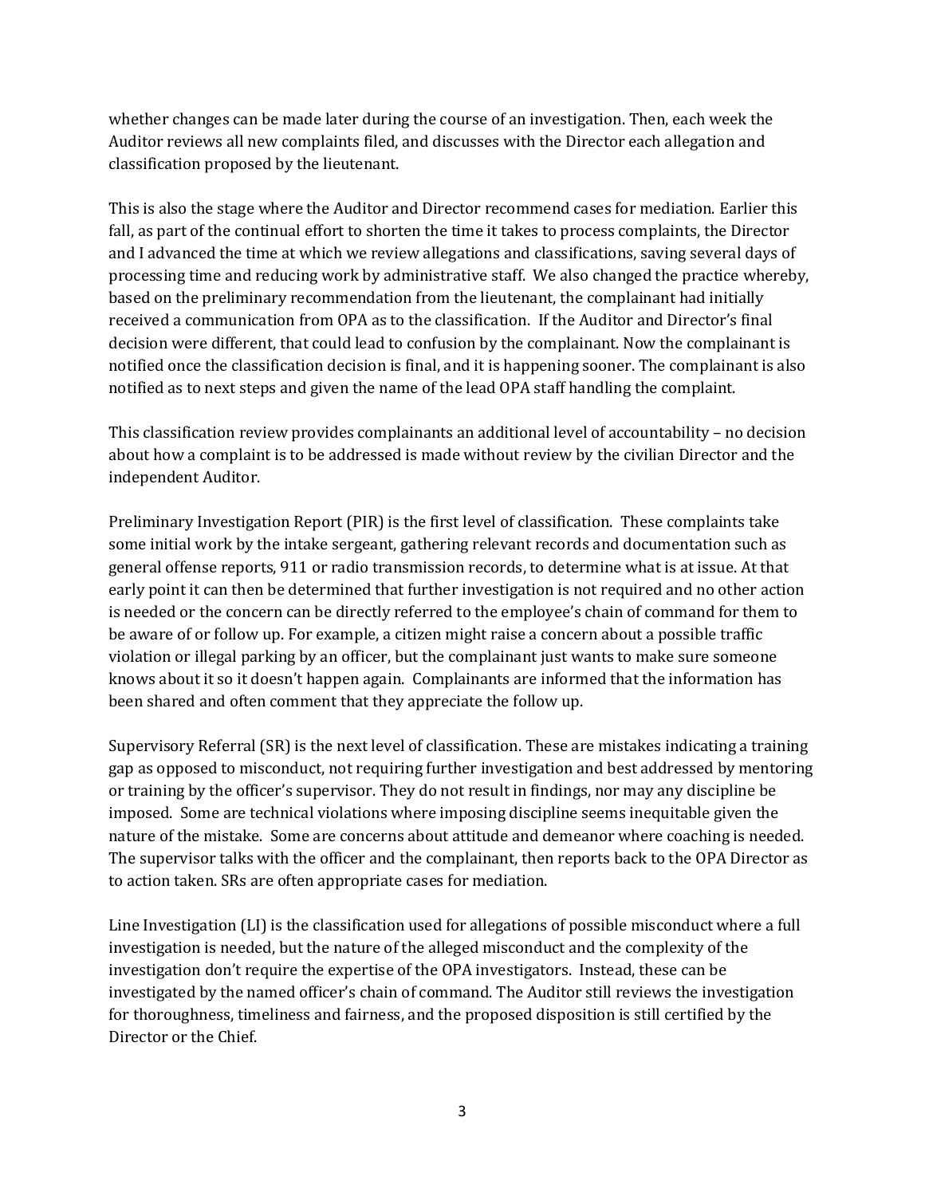whether changes can be made later during the course of an investigation. Then, each week the Auditor reviews all new complaints filed, and discusses with the Director each allegation and classification proposed by the lieutenant.

This is also the stage where the Auditor and Director recommend cases for mediation. Earlier this fall, as part of the continual effort to shorten the time it takes to process complaints, the Director and I advanced the time at which we review allegations and classifications, saving several days of processing time and reducing work by administrative staff. We also changed the practice whereby, based on the preliminary recommendation from the lieutenant, the complainant had initially received a communication from OPA as to the classification. If the Auditor and Director's final decision were different, that could lead to confusion by the complainant. Now the complainant is notified once the classification decision is final, and it is happening sooner. The complainant is also notified as to next steps and given the name of the lead OPA staff handling the complaint.

This classification review provides complainants an additional level of accountability – no decision about how a complaint is to be addressed is made without review by the civilian Director and the independent Auditor.

Preliminary Investigation Report (PIR) is the first level of classification. These complaints take some initial work by the intake sergeant, gathering relevant records and documentation such as general offense reports, 911 or radio transmission records, to determine what is at issue. At that early point it can then be determined that further investigation is not required and no other action is needed or the concern can be directly referred to the employee's chain of command for them to be aware of or follow up. For example, a citizen might raise a concern about a possible traffic violation or illegal parking by an officer, but the complainant just wants to make sure someone knows about it so it doesn't happen again. Complainants are informed that the information has been shared and often comment that they appreciate the follow up.

Supervisory Referral (SR) is the next level of classification. These are mistakes indicating a training gap as opposed to misconduct, not requiring further investigation and best addressed by mentoring or training by the officer's supervisor. They do not result in findings, nor may any discipline be imposed. Some are technical violations where imposing discipline seems inequitable given the nature of the mistake. Some are concerns about attitude and demeanor where coaching is needed. The supervisor talks with the officer and the complainant, then reports back to the OPA Director as to action taken. SRs are often appropriate cases for mediation.

Line Investigation (LI) is the classification used for allegations of possible misconduct where a full investigation is needed, but the nature of the alleged misconduct and the complexity of the investigation don't require the expertise of the OPA investigators. Instead, these can be investigated by the named officer's chain of command. The Auditor still reviews the investigation for thoroughness, timeliness and fairness, and the proposed disposition is still certified by the Director or the Chief.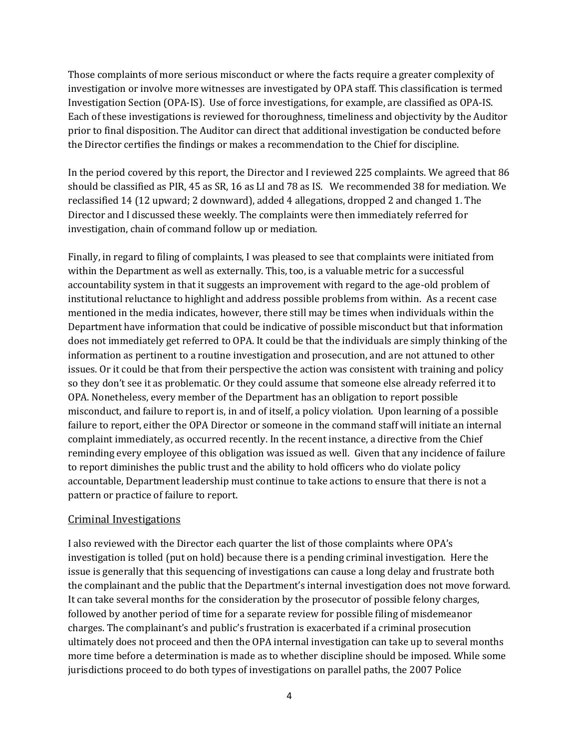Those complaints of more serious misconduct or where the facts require a greater complexity of investigation or involve more witnesses are investigated by OPA staff. This classification is termed Investigation Section (OPA-IS). Use of force investigations, for example, are classified as OPA-IS. Each of these investigations is reviewed for thoroughness, timeliness and objectivity by the Auditor prior to final disposition. The Auditor can direct that additional investigation be conducted before the Director certifies the findings or makes a recommendation to the Chief for discipline.

In the period covered by this report, the Director and I reviewed 225 complaints. We agreed that 86 should be classified as PIR, 45 as SR, 16 as LI and 78 as IS. We recommended 38 for mediation. We reclassified 14 (12 upward; 2 downward), added 4 allegations, dropped 2 and changed 1. The Director and I discussed these weekly. The complaints were then immediately referred for investigation, chain of command follow up or mediation.

Finally, in regard to filing of complaints, I was pleased to see that complaints were initiated from within the Department as well as externally. This, too, is a valuable metric for a successful accountability system in that it suggests an improvement with regard to the age-old problem of institutional reluctance to highlight and address possible problems from within. As a recent case mentioned in the media indicates, however, there still may be times when individuals within the Department have information that could be indicative of possible misconduct but that information does not immediately get referred to OPA. It could be that the individuals are simply thinking of the information as pertinent to a routine investigation and prosecution, and are not attuned to other issues. Or it could be that from their perspective the action was consistent with training and policy so they don't see it as problematic. Or they could assume that someone else already referred it to OPA. Nonetheless, every member of the Department has an obligation to report possible misconduct, and failure to report is, in and of itself, a policy violation. Upon learning of a possible failure to report, either the OPA Director or someone in the command staff will initiate an internal complaint immediately, as occurred recently. In the recent instance, a directive from the Chief reminding every employee of this obligation was issued as well. Given that any incidence of failure to report diminishes the public trust and the ability to hold officers who do violate policy accountable, Department leadership must continue to take actions to ensure that there is not a pattern or practice of failure to report.

## Criminal Investigations

I also reviewed with the Director each quarter the list of those complaints where OPA's investigation is tolled (put on hold) because there is a pending criminal investigation. Here the issue is generally that this sequencing of investigations can cause a long delay and frustrate both the complainant and the public that the Department's internal investigation does not move forward. It can take several months for the consideration by the prosecutor of possible felony charges, followed by another period of time for a separate review for possible filing of misdemeanor charges. The complainant's and public's frustration is exacerbated if a criminal prosecution ultimately does not proceed and then the OPA internal investigation can take up to several months more time before a determination is made as to whether discipline should be imposed. While some jurisdictions proceed to do both types of investigations on parallel paths, the 2007 Police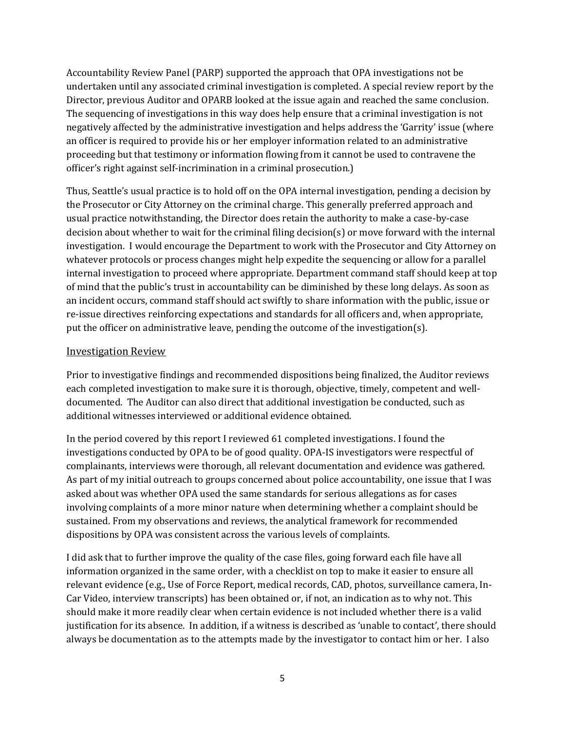Accountability Review Panel (PARP) supported the approach that OPA investigations not be undertaken until any associated criminal investigation is completed. A special review report by the Director, previous Auditor and OPARB looked at the issue again and reached the same conclusion. The sequencing of investigations in this way does help ensure that a criminal investigation is not negatively affected by the administrative investigation and helps address the 'Garrity' issue (where an officer is required to provide his or her employer information related to an administrative proceeding but that testimony or information flowing from it cannot be used to contravene the officer's right against self-incrimination in a criminal prosecution.)

Thus, Seattle's usual practice is to hold off on the OPA internal investigation, pending a decision by the Prosecutor or City Attorney on the criminal charge. This generally preferred approach and usual practice notwithstanding, the Director does retain the authority to make a case-by-case decision about whether to wait for the criminal filing decision(s) or move forward with the internal investigation. I would encourage the Department to work with the Prosecutor and City Attorney on whatever protocols or process changes might help expedite the sequencing or allow for a parallel internal investigation to proceed where appropriate. Department command staff should keep at top of mind that the public's trust in accountability can be diminished by these long delays. As soon as an incident occurs, command staff should act swiftly to share information with the public, issue or re-issue directives reinforcing expectations and standards for all officers and, when appropriate, put the officer on administrative leave, pending the outcome of the investigation(s).

## Investigation Review

Prior to investigative findings and recommended dispositions being finalized, the Auditor reviews each completed investigation to make sure it is thorough, objective, timely, competent and well-documented. The Auditor can also direct that additional investigation be conducted, such as additional witnesses interviewed or additional evidence obtained.

In the period covered by this report I reviewed 61 completed investigations. I found the investigations conducted by OPA to be of good quality. OPA-IS investigators were respectful of complainants, interviews were thorough, all relevant documentation and evidence was gathered. As part of my initial outreach to groups concerned about police accountability, one issue that I was asked about was whether OPA used the same standards for serious allegations as for cases involving complaints of a more minor nature when determining whether a complaint should be sustained. From my observations and reviews, the analytical framework for recommended dispositions by OPA was consistent across the various levels of complaints.

I did ask that to further improve the quality of the case files, going forward each file have all information organized in the same order, with a checklist on top to make it easier to ensure all relevant evidence (e.g., Use of Force Report, medical records, CAD, photos, surveillance camera, In-Car Video, interview transcripts) has been obtained or, if not, an indication as to why not. This should make it more readily clear when certain evidence is not included whether there is a valid justification for its absence. In addition, if a witness is described as 'unable to contact', there should always be documentation as to the attempts made by the investigator to contact him or her. I also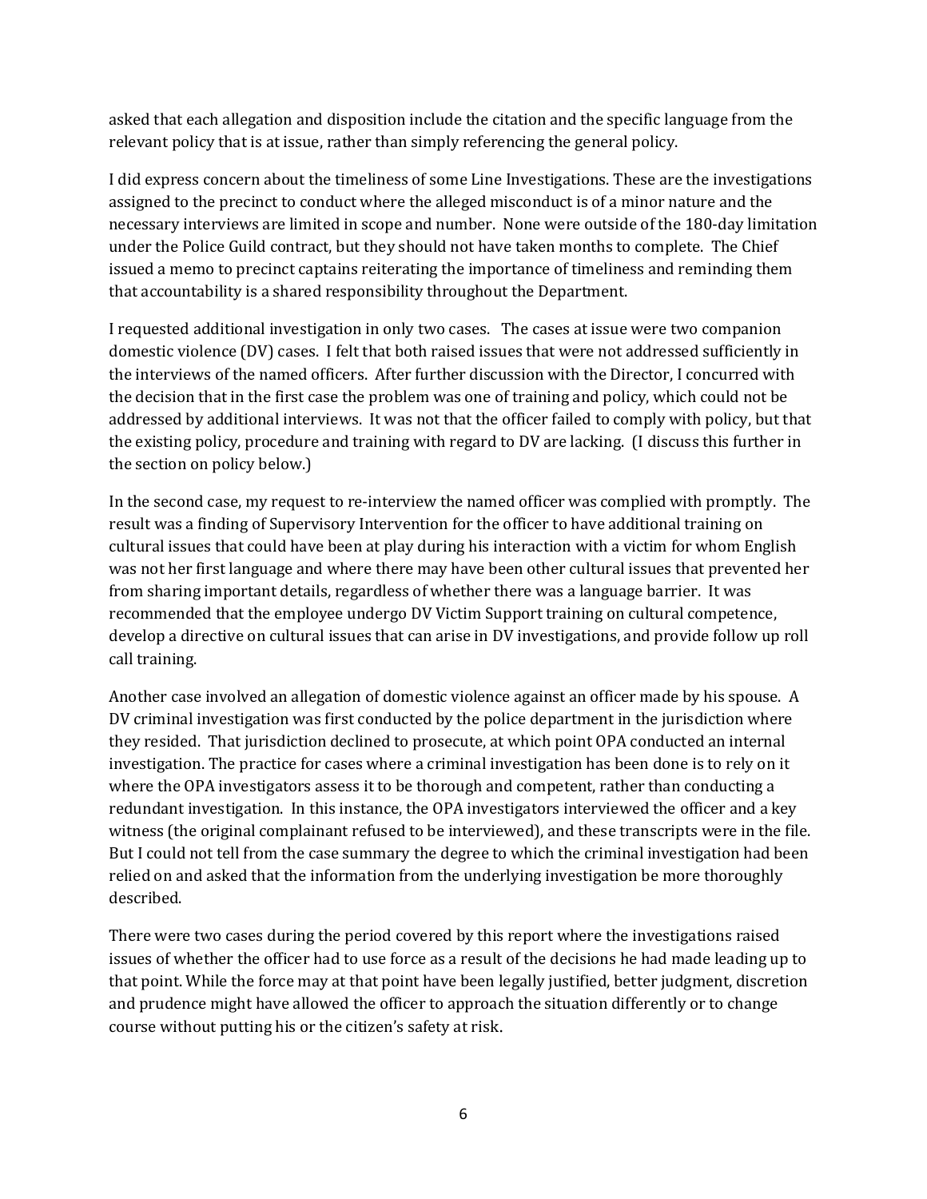asked that each allegation and disposition include the citation and the specific language from the relevant policy that is at issue, rather than simply referencing the general policy.

I did express concern about the timeliness of some Line Investigations. These are the investigations assigned to the precinct to conduct where the alleged misconduct is of a minor nature and the necessary interviews are limited in scope and number. None were outside of the 180-day limitation under the Police Guild contract, but they should not have taken months to complete. The Chief issued a memo to precinct captains reiterating the importance of timeliness and reminding them that accountability is a shared responsibility throughout the Department.

I requested additional investigation in only two cases. The cases at issue were two companion domestic violence (DV) cases. I felt that both raised issues that were not addressed sufficiently in the interviews of the named officers. After further discussion with the Director, I concurred with the decision that in the first case the problem was one of training and policy, which could not be addressed by additional interviews. It was not that the officer failed to comply with policy, but that the existing policy, procedure and training with regard to DV are lacking. (I discuss this further in the section on policy below.)

In the second case, my request to re-interview the named officer was complied with promptly. The result was a finding of Supervisory Intervention for the officer to have additional training on cultural issues that could have been at play during his interaction with a victim for whom English was not her first language and where there may have been other cultural issues that prevented her from sharing important details, regardless of whether there was a language barrier. It was recommended that the employee undergo DV Victim Support training on cultural competence, develop a directive on cultural issues that can arise in DV investigations, and provide follow up roll call training.

Another case involved an allegation of domestic violence against an officer made by his spouse. A DV criminal investigation was first conducted by the police department in the jurisdiction where they resided. That jurisdiction declined to prosecute, at which point OPA conducted an internal investigation. The practice for cases where a criminal investigation has been done is to rely on it where the OPA investigators assess it to be thorough and competent, rather than conducting a redundant investigation. In this instance, the OPA investigators interviewed the officer and a key witness (the original complainant refused to be interviewed), and these transcripts were in the file. But I could not tell from the case summary the degree to which the criminal investigation had been relied on and asked that the information from the underlying investigation be more thoroughly described.

There were two cases during the period covered by this report where the investigations raised issues of whether the officer had to use force as a result of the decisions he had made leading up to that point. While the force may at that point have been legally justified, better judgment, discretion and prudence might have allowed the officer to approach the situation differently or to change course without putting his or the citizen's safety at risk.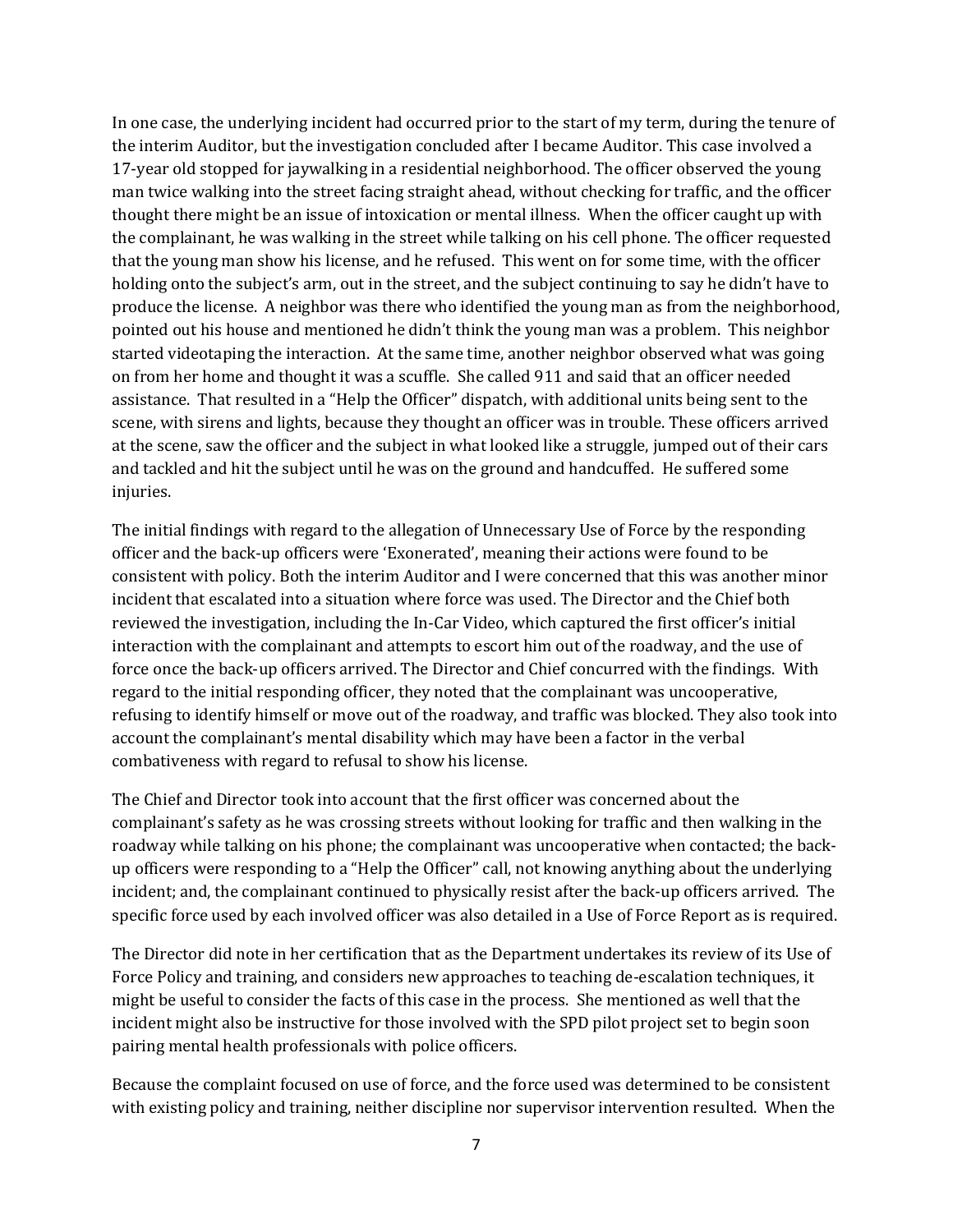In one case, the underlying incident had occurred prior to the start of my term, during the tenure of the interim Auditor, but the investigation concluded after I became Auditor. This case involved a 17-year old stopped for jaywalking in a residential neighborhood. The officer observed the young man twice walking into the street facing straight ahead, without checking for traffic, and the officer thought there might be an issue of intoxication or mental illness. When the officer caught up with the complainant, he was walking in the street while talking on his cell phone. The officer requested that the young man show his license, and he refused. This went on for some time, with the officer holding onto the subject's arm, out in the street, and the subject continuing to say he didn't have to produce the license. A neighbor was there who identified the young man as from the neighborhood, pointed out his house and mentioned he didn't think the young man was a problem. This neighbor started videotaping the interaction. At the same time, another neighbor observed what was going on from her home and thought it was a scuffle. She called 911 and said that an officer needed assistance. That resulted in a "Help the Officer" dispatch, with additional units being sent to the scene, with sirens and lights, because they thought an officer was in trouble. These officers arrived at the scene, saw the officer and the subject in what looked like a struggle, jumped out of their cars and tackled and hit the subject until he was on the ground and handcuffed. He suffered some injuries.

The initial findings with regard to the allegation of Unnecessary Use of Force by the responding officer and the back-up officers were 'Exonerated', meaning their actions were found to be consistent with policy. Both the interim Auditor and I were concerned that this was another minor incident that escalated into a situation where force was used. The Director and the Chief both reviewed the investigation, including the In-Car Video, which captured the first officer's initial interaction with the complainant and attempts to escort him out of the roadway, and the use of force once the back-up officers arrived. The Director and Chief concurred with the findings. With regard to the initial responding officer, they noted that the complainant was uncooperative, refusing to identify himself or move out of the roadway, and traffic was blocked. They also took into account the complainant's mental disability which may have been a factor in the verbal combativeness with regard to refusal to show his license.

The Chief and Director took into account that the first officer was concerned about the complainant's safety as he was crossing streets without looking for traffic and then walking in the roadway while talking on his phone; the complainant was uncooperative when contacted; the back-up officers were responding to a "Help the Officer" call, not knowing anything about the underlying incident; and, the complainant continued to physically resist after the back-up officers arrived. The specific force used by each involved officer was also detailed in a Use of Force Report as is required.

The Director did note in her certification that as the Department undertakes its review of its Use of Force Policy and training, and considers new approaches to teaching de-escalation techniques, it might be useful to consider the facts of this case in the process. She mentioned as well that the incident might also be instructive for those involved with the SPD pilot project set to begin soon pairing mental health professionals with police officers.

Because the complaint focused on use of force, and the force used was determined to be consistent with existing policy and training, neither discipline nor supervisor intervention resulted. When the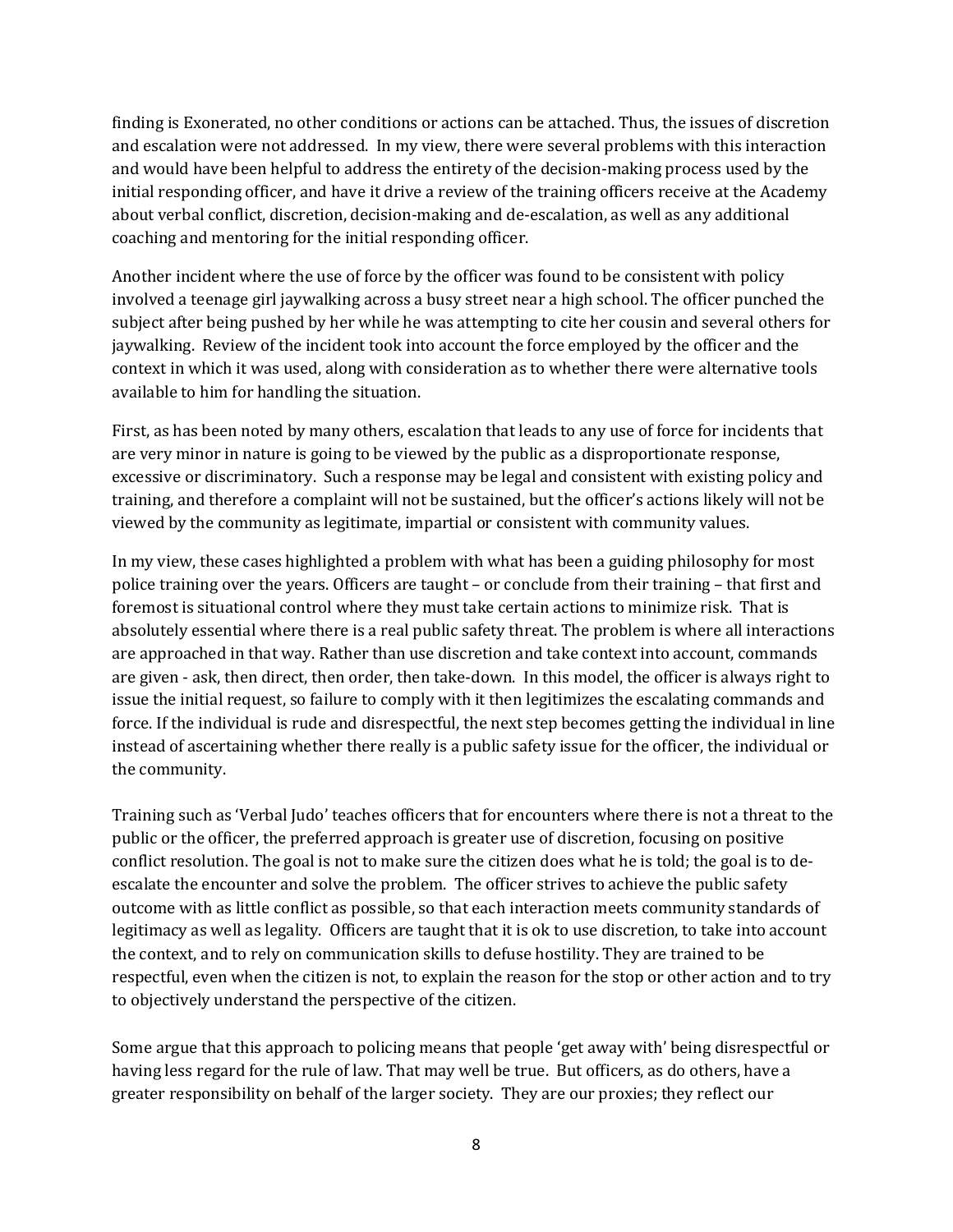finding is Exonerated, no other conditions or actions can be attached. Thus, the issues of discretion and escalation were not addressed. In my view, there were several problems with this interaction and would have been helpful to address the entirety of the decision-making process used by the initial responding officer, and have it drive a review of the training officers receive at the Academy about verbal conflict, discretion, decision-making and de-escalation, as well as any additional coaching and mentoring for the initial responding officer.

Another incident where the use of force by the officer was found to be consistent with policy involved a teenage girl jaywalking across a busy street near a high school. The officer punched the subject after being pushed by her while he was attempting to cite her cousin and several others for jaywalking. Review of the incident took into account the force employed by the officer and the context in which it was used, along with consideration as to whether there were alternative tools available to him for handling the situation.

First, as has been noted by many others, escalation that leads to any use of force for incidents that are very minor in nature is going to be viewed by the public as a disproportionate response, excessive or discriminatory. Such a response may be legal and consistent with existing policy and training, and therefore a complaint will not be sustained, but the officer's actions likely will not be viewed by the community as legitimate, impartial or consistent with community values.

In my view, these cases highlighted a problem with what has been a guiding philosophy for most police training over the years. Officers are taught – or conclude from their training – that first and foremost is situational control where they must take certain actions to minimize risk. That is absolutely essential where there is a real public safety threat. The problem is where all interactions are approached in that way. Rather than use discretion and take context into account, commands are given - ask, then direct, then order, then take-down. In this model, the officer is always right to issue the initial request, so failure to comply with it then legitimizes the escalating commands and force. If the individual is rude and disrespectful, the next step becomes getting the individual in line instead of ascertaining whether there really is a public safety issue for the officer, the individual or the community.

Training such as 'Verbal Judo' teaches officers that for encounters where there is not a threat to the public or the officer, the preferred approach is greater use of discretion, focusing on positive conflict resolution. The goal is not to make sure the citizen does what he is told; the goal is to de-escalate the encounter and solve the problem. The officer strives to achieve the public safety outcome with as little conflict as possible, so that each interaction meets community standards of legitimacy as well as legality. Officers are taught that it is ok to use discretion, to take into account the context, and to rely on communication skills to defuse hostility. They are trained to be respectful, even when the citizen is not, to explain the reason for the stop or other action and to try to objectively understand the perspective of the citizen.

Some argue that this approach to policing means that people 'get away with' being disrespectful or having less regard for the rule of law. That may well be true. But officers, as do others, have a greater responsibility on behalf of the larger society. They are our proxies; they reflect our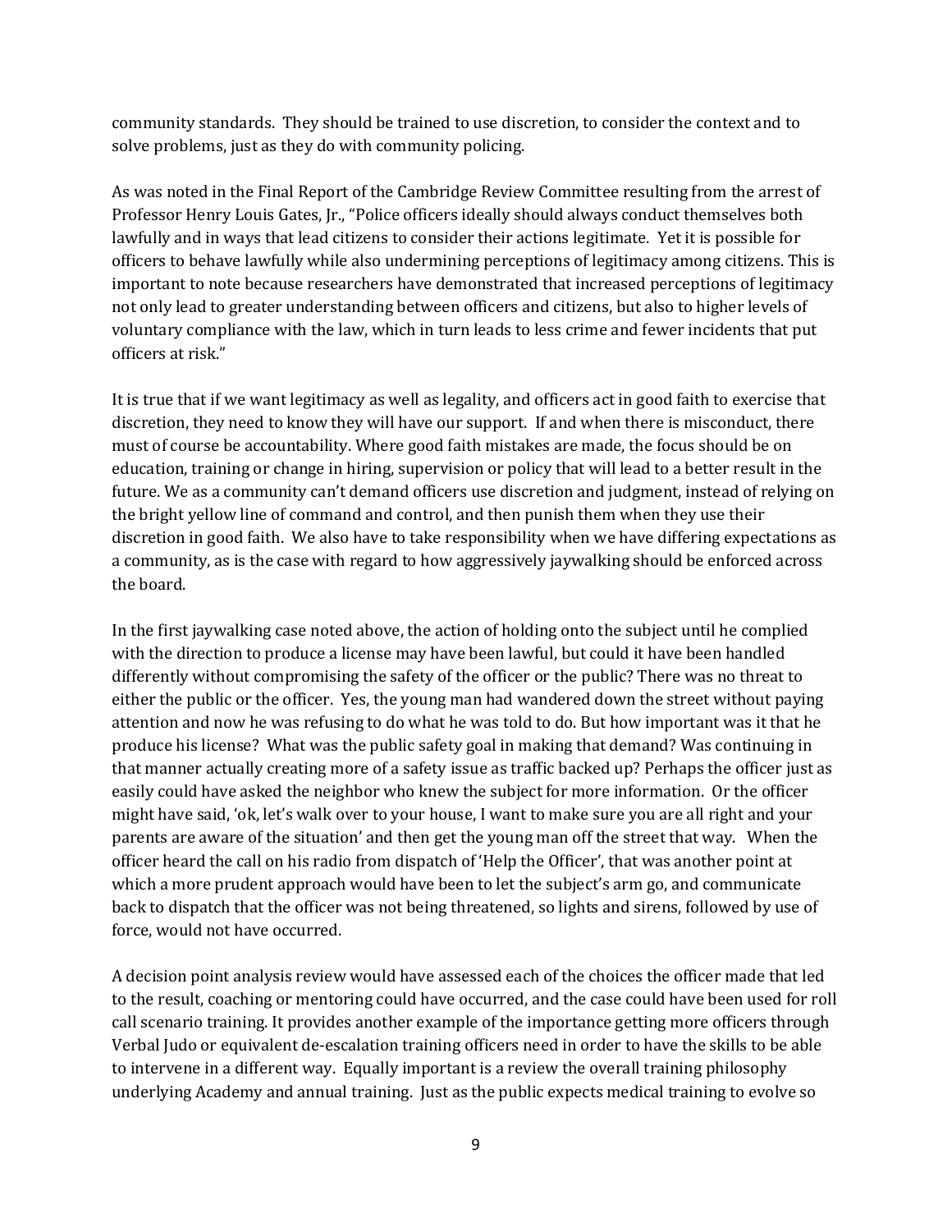community standards. They should be trained to use discretion, to consider the context and to solve problems, just as they do with community policing.

As was noted in the Final Report of the Cambridge Review Committee resulting from the arrest of Professor Henry Louis Gates, Jr., "Police officers ideally should always conduct themselves both lawfully and in ways that lead citizens to consider their actions legitimate. Yet it is possible for officers to behave lawfully while also undermining perceptions of legitimacy among citizens. This is important to note because researchers have demonstrated that increased perceptions of legitimacy not only lead to greater understanding between officers and citizens, but also to higher levels of voluntary compliance with the law, which in turn leads to less crime and fewer incidents that put officers at risk."

It is true that if we want legitimacy as well as legality, and officers act in good faith to exercise that discretion, they need to know they will have our support. If and when there is misconduct, there must of course be accountability. Where good faith mistakes are made, the focus should be on education, training or change in hiring, supervision or policy that will lead to a better result in the future. We as a community can't demand officers use discretion and judgment, instead of relying on the bright yellow line of command and control, and then punish them when they use their discretion in good faith. We also have to take responsibility when we have differing expectations as a community, as is the case with regard to how aggressively jaywalking should be enforced across the board.

In the first jaywalking case noted above, the action of holding onto the subject until he complied with the direction to produce a license may have been lawful, but could it have been handled differently without compromising the safety of the officer or the public? There was no threat to either the public or the officer. Yes, the young man had wandered down the street without paying attention and now he was refusing to do what he was told to do. But how important was it that he produce his license? What was the public safety goal in making that demand? Was continuing in that manner actually creating more of a safety issue as traffic backed up? Perhaps the officer just as easily could have asked the neighbor who knew the subject for more information. Or the officer might have said, 'ok, let's walk over to your house, I want to make sure you are all right and your parents are aware of the situation' and then get the young man off the street that way. When the officer heard the call on his radio from dispatch of 'Help the Officer', that was another point at which a more prudent approach would have been to let the subject's arm go, and communicate back to dispatch that the officer was not being threatened, so lights and sirens, followed by use of force, would not have occurred.

A decision point analysis review would have assessed each of the choices the officer made that led to the result, coaching or mentoring could have occurred, and the case could have been used for roll call scenario training. It provides another example of the importance getting more officers through Verbal Judo or equivalent de-escalation training officers need in order to have the skills to be able to intervene in a different way. Equally important is a review the overall training philosophy underlying Academy and annual training. Just as the public expects medical training to evolve so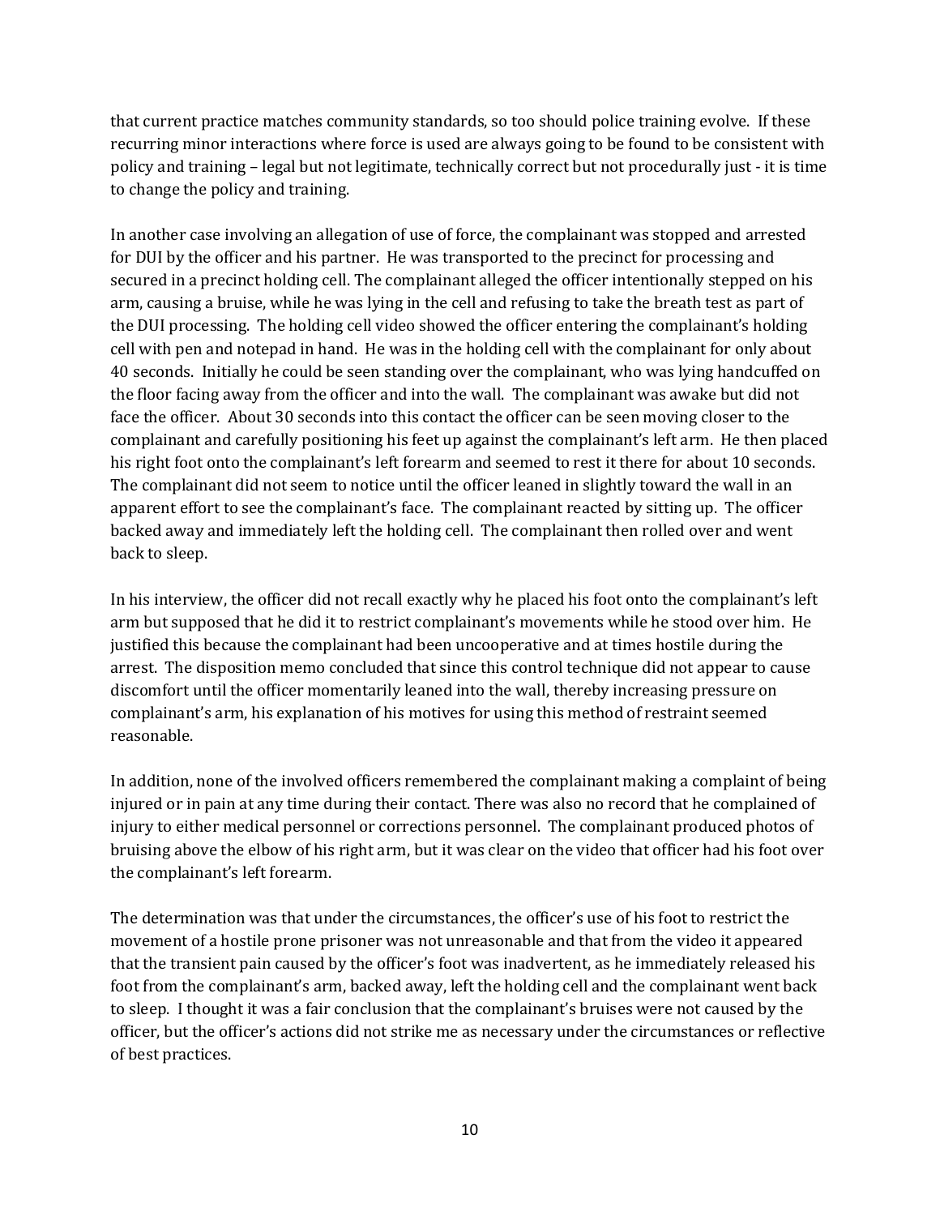that current practice matches community standards, so too should police training evolve. If these recurring minor interactions where force is used are always going to be found to be consistent with policy and training – legal but not legitimate, technically correct but not procedurally just - it is time to change the policy and training.

In another case involving an allegation of use of force, the complainant was stopped and arrested for DUI by the officer and his partner. He was transported to the precinct for processing and secured in a precinct holding cell. The complainant alleged the officer intentionally stepped on his arm, causing a bruise, while he was lying in the cell and refusing to take the breath test as part of the DUI processing. The holding cell video showed the officer entering the complainant's holding cell with pen and notepad in hand. He was in the holding cell with the complainant for only about 40 seconds. Initially he could be seen standing over the complainant, who was lying handcuffed on the floor facing away from the officer and into the wall. The complainant was awake but did not face the officer. About 30 seconds into this contact the officer can be seen moving closer to the complainant and carefully positioning his feet up against the complainant's left arm. He then placed his right foot onto the complainant's left forearm and seemed to rest it there for about 10 seconds. The complainant did not seem to notice until the officer leaned in slightly toward the wall in an apparent effort to see the complainant's face. The complainant reacted by sitting up. The officer backed away and immediately left the holding cell. The complainant then rolled over and went back to sleep.

In his interview, the officer did not recall exactly why he placed his foot onto the complainant's left arm but supposed that he did it to restrict complainant's movements while he stood over him. He justified this because the complainant had been uncooperative and at times hostile during the arrest. The disposition memo concluded that since this control technique did not appear to cause discomfort until the officer momentarily leaned into the wall, thereby increasing pressure on complainant's arm, his explanation of his motives for using this method of restraint seemed reasonable.

In addition, none of the involved officers remembered the complainant making a complaint of being injured or in pain at any time during their contact. There was also no record that he complained of injury to either medical personnel or corrections personnel. The complainant produced photos of bruising above the elbow of his right arm, but it was clear on the video that officer had his foot over the complainant's left forearm.

The determination was that under the circumstances, the officer's use of his foot to restrict the movement of a hostile prone prisoner was not unreasonable and that from the video it appeared that the transient pain caused by the officer's foot was inadvertent, as he immediately released his foot from the complainant's arm, backed away, left the holding cell and the complainant went back to sleep. I thought it was a fair conclusion that the complainant's bruises were not caused by the officer, but the officer's actions did not strike me as necessary under the circumstances or reflective of best practices.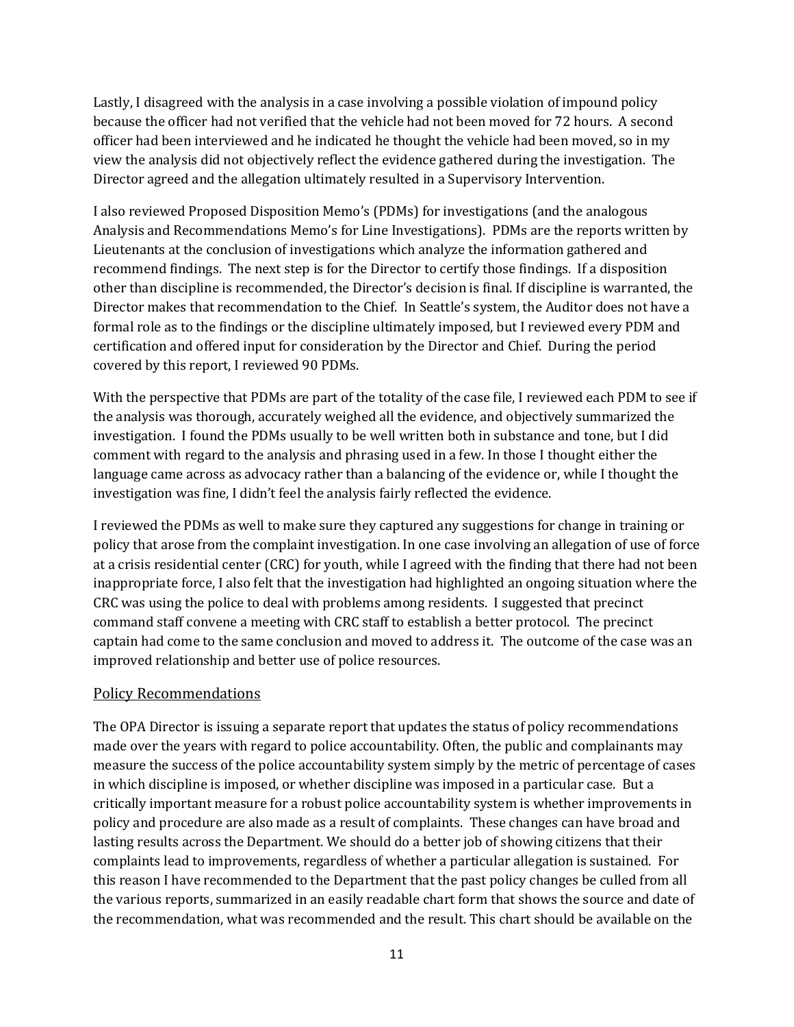Lastly, I disagreed with the analysis in a case involving a possible violation of impound policy because the officer had not verified that the vehicle had not been moved for 72 hours. A second officer had been interviewed and he indicated he thought the vehicle had been moved, so in my view the analysis did not objectively reflect the evidence gathered during the investigation. The Director agreed and the allegation ultimately resulted in a Supervisory Intervention.

I also reviewed Proposed Disposition Memo's (PDMs) for investigations (and the analogous Analysis and Recommendations Memo's for Line Investigations). PDMs are the reports written by Lieutenants at the conclusion of investigations which analyze the information gathered and recommend findings. The next step is for the Director to certify those findings. If a disposition other than discipline is recommended, the Director's decision is final. If discipline is warranted, the Director makes that recommendation to the Chief. In Seattle's system, the Auditor does not have a formal role as to the findings or the discipline ultimately imposed, but I reviewed every PDM and certification and offered input for consideration by the Director and Chief. During the period covered by this report, I reviewed 90 PDMs.

With the perspective that PDMs are part of the totality of the case file, I reviewed each PDM to see if the analysis was thorough, accurately weighed all the evidence, and objectively summarized the investigation. I found the PDMs usually to be well written both in substance and tone, but I did comment with regard to the analysis and phrasing used in a few. In those I thought either the language came across as advocacy rather than a balancing of the evidence or, while I thought the investigation was fine, I didn't feel the analysis fairly reflected the evidence.

I reviewed the PDMs as well to make sure they captured any suggestions for change in training or policy that arose from the complaint investigation. In one case involving an allegation of use of force at a crisis residential center (CRC) for youth, while I agreed with the finding that there had not been inappropriate force, I also felt that the investigation had highlighted an ongoing situation where the CRC was using the police to deal with problems among residents. I suggested that precinct command staff convene a meeting with CRC staff to establish a better protocol. The precinct captain had come to the same conclusion and moved to address it. The outcome of the case was an improved relationship and better use of police resources.

## Policy Recommendations

The OPA Director is issuing a separate report that updates the status of policy recommendations made over the years with regard to police accountability. Often, the public and complainants may measure the success of the police accountability system simply by the metric of percentage of cases in which discipline is imposed, or whether discipline was imposed in a particular case. But a critically important measure for a robust police accountability system is whether improvements in policy and procedure are also made as a result of complaints. These changes can have broad and lasting results across the Department. We should do a better job of showing citizens that their complaints lead to improvements, regardless of whether a particular allegation is sustained. For this reason I have recommended to the Department that the past policy changes be culled from all the various reports, summarized in an easily readable chart form that shows the source and date of the recommendation, what was recommended and the result. This chart should be available on the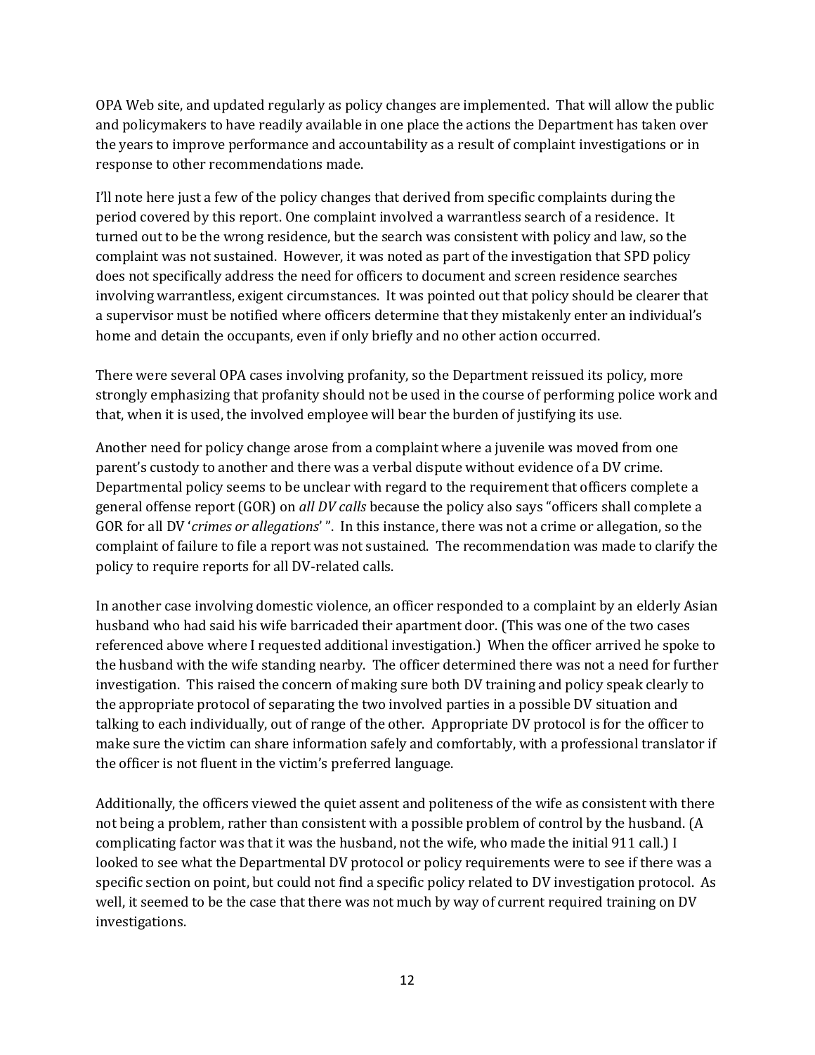OPA Web site, and updated regularly as policy changes are implemented. That will allow the public and policymakers to have readily available in one place the actions the Department has taken over the years to improve performance and accountability as a result of complaint investigations or in response to other recommendations made.

I'll note here just a few of the policy changes that derived from specific complaints during the period covered by this report. One complaint involved a warrantless search of a residence. It turned out to be the wrong residence, but the search was consistent with policy and law, so the complaint was not sustained. However, it was noted as part of the investigation that SPD policy does not specifically address the need for officers to document and screen residence searches involving warrantless, exigent circumstances. It was pointed out that policy should be clearer that a supervisor must be notified where officers determine that they mistakenly enter an individual's home and detain the occupants, even if only briefly and no other action occurred.

There were several OPA cases involving profanity, so the Department reissued its policy, more strongly emphasizing that profanity should not be used in the course of performing police work and that, when it is used, the involved employee will bear the burden of justifying its use.

Another need for policy change arose from a complaint where a juvenile was moved from one parent's custody to another and there was a verbal dispute without evidence of a DV crime. Departmental policy seems to be unclear with regard to the requirement that officers complete a general offense report (GOR) on *all DV calls* because the policy also says "officers shall complete a GOR for all DV '*crimes or allegations*' ". In this instance, there was not a crime or allegation, so the complaint of failure to file a report was not sustained. The recommendation was made to clarify the policy to require reports for all DV-related calls.

In another case involving domestic violence, an officer responded to a complaint by an elderly Asian husband who had said his wife barricaded their apartment door. (This was one of the two cases referenced above where I requested additional investigation.) When the officer arrived he spoke to the husband with the wife standing nearby. The officer determined there was not a need for further investigation. This raised the concern of making sure both DV training and policy speak clearly to the appropriate protocol of separating the two involved parties in a possible DV situation and talking to each individually, out of range of the other. Appropriate DV protocol is for the officer to make sure the victim can share information safely and comfortably, with a professional translator if the officer is not fluent in the victim's preferred language.

Additionally, the officers viewed the quiet assent and politeness of the wife as consistent with there not being a problem, rather than consistent with a possible problem of control by the husband. (A complicating factor was that it was the husband, not the wife, who made the initial 911 call.) I looked to see what the Departmental DV protocol or policy requirements were to see if there was a specific section on point, but could not find a specific policy related to DV investigation protocol. As well, it seemed to be the case that there was not much by way of current required training on DV investigations.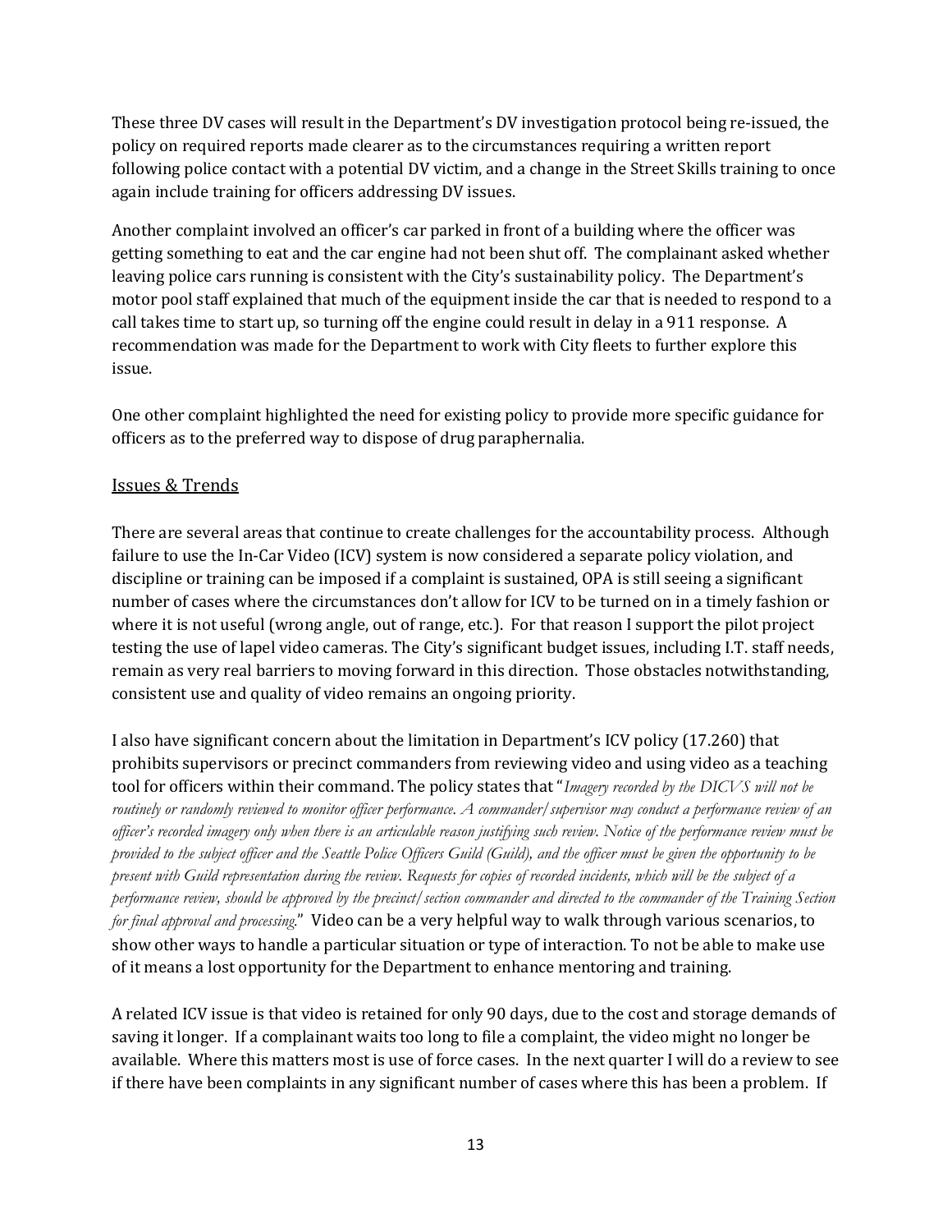These three DV cases will result in the Department's DV investigation protocol being re-issued, the policy on required reports made clearer as to the circumstances requiring a written report following police contact with a potential DV victim, and a change in the Street Skills training to once again include training for officers addressing DV issues.

Another complaint involved an officer's car parked in front of a building where the officer was getting something to eat and the car engine had not been shut off. The complainant asked whether leaving police cars running is consistent with the City's sustainability policy. The Department's motor pool staff explained that much of the equipment inside the car that is needed to respond to a call takes time to start up, so turning off the engine could result in delay in a 911 response. A recommendation was made for the Department to work with City fleets to further explore this issue.

One other complaint highlighted the need for existing policy to provide more specific guidance for officers as to the preferred way to dispose of drug paraphernalia.

## Issues & Trends

There are several areas that continue to create challenges for the accountability process. Although failure to use the In-Car Video (ICV) system is now considered a separate policy violation, and discipline or training can be imposed if a complaint is sustained, OPA is still seeing a significant number of cases where the circumstances don't allow for ICV to be turned on in a timely fashion or where it is not useful (wrong angle, out of range, etc.). For that reason I support the pilot project testing the use of lapel video cameras. The City's significant budget issues, including I.T. staff needs, remain as very real barriers to moving forward in this direction. Those obstacles notwithstanding, consistent use and quality of video remains an ongoing priority.

I also have significant concern about the limitation in Department's ICV policy (17.260) that prohibits supervisors or precinct commanders from reviewing video and using video as a teaching tool for officers within their command. The policy states that "*Imagery recorded by the DICVS will not be routinely or randomly reviewed to monitor officer performance. A commander/supervisor may conduct a performance review of an officer's recorded imagery only when there is an articulable reason justifying such review. Notice of the performance review must be provided to the subject officer and the Seattle Police Officers Guild (Guild), and the officer must be given the opportunity to be present with Guild representation during the review. Requests for copies of recorded incidents, which will be the subject of a performance review, should be approved by the precinct/section commander and directed to the commander of the Training Section for final approval and processing*." Video can be a very helpful way to walk through various scenarios, to show other ways to handle a particular situation or type of interaction. To not be able to make use of it means a lost opportunity for the Department to enhance mentoring and training.

A related ICV issue is that video is retained for only 90 days, due to the cost and storage demands of saving it longer. If a complainant waits too long to file a complaint, the video might no longer be available. Where this matters most is use of force cases. In the next quarter I will do a review to see if there have been complaints in any significant number of cases where this has been a problem. If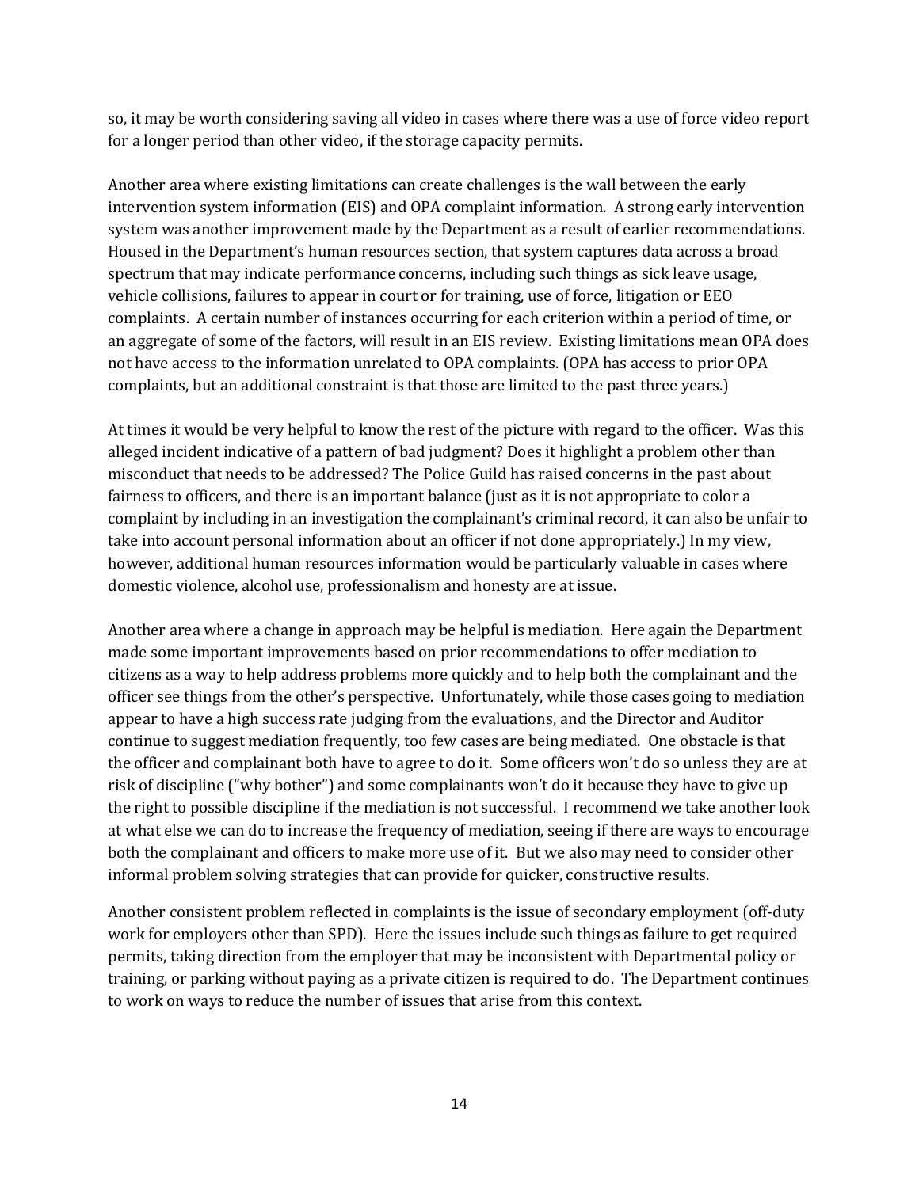so, it may be worth considering saving all video in cases where there was a use of force video report for a longer period than other video, if the storage capacity permits.

Another area where existing limitations can create challenges is the wall between the early intervention system information (EIS) and OPA complaint information. A strong early intervention system was another improvement made by the Department as a result of earlier recommendations. Housed in the Department's human resources section, that system captures data across a broad spectrum that may indicate performance concerns, including such things as sick leave usage, vehicle collisions, failures to appear in court or for training, use of force, litigation or EEO complaints. A certain number of instances occurring for each criterion within a period of time, or an aggregate of some of the factors, will result in an EIS review. Existing limitations mean OPA does not have access to the information unrelated to OPA complaints. (OPA has access to prior OPA complaints, but an additional constraint is that those are limited to the past three years.)

At times it would be very helpful to know the rest of the picture with regard to the officer. Was this alleged incident indicative of a pattern of bad judgment? Does it highlight a problem other than misconduct that needs to be addressed? The Police Guild has raised concerns in the past about fairness to officers, and there is an important balance (just as it is not appropriate to color a complaint by including in an investigation the complainant's criminal record, it can also be unfair to take into account personal information about an officer if not done appropriately.) In my view, however, additional human resources information would be particularly valuable in cases where domestic violence, alcohol use, professionalism and honesty are at issue.

Another area where a change in approach may be helpful is mediation. Here again the Department made some important improvements based on prior recommendations to offer mediation to citizens as a way to help address problems more quickly and to help both the complainant and the officer see things from the other's perspective. Unfortunately, while those cases going to mediation appear to have a high success rate judging from the evaluations, and the Director and Auditor continue to suggest mediation frequently, too few cases are being mediated. One obstacle is that the officer and complainant both have to agree to do it. Some officers won't do so unless they are at risk of discipline ("why bother") and some complainants won't do it because they have to give up the right to possible discipline if the mediation is not successful. I recommend we take another look at what else we can do to increase the frequency of mediation, seeing if there are ways to encourage both the complainant and officers to make more use of it. But we also may need to consider other informal problem solving strategies that can provide for quicker, constructive results.

Another consistent problem reflected in complaints is the issue of secondary employment (off-duty work for employers other than SPD). Here the issues include such things as failure to get required permits, taking direction from the employer that may be inconsistent with Departmental policy or training, or parking without paying as a private citizen is required to do. The Department continues to work on ways to reduce the number of issues that arise from this context.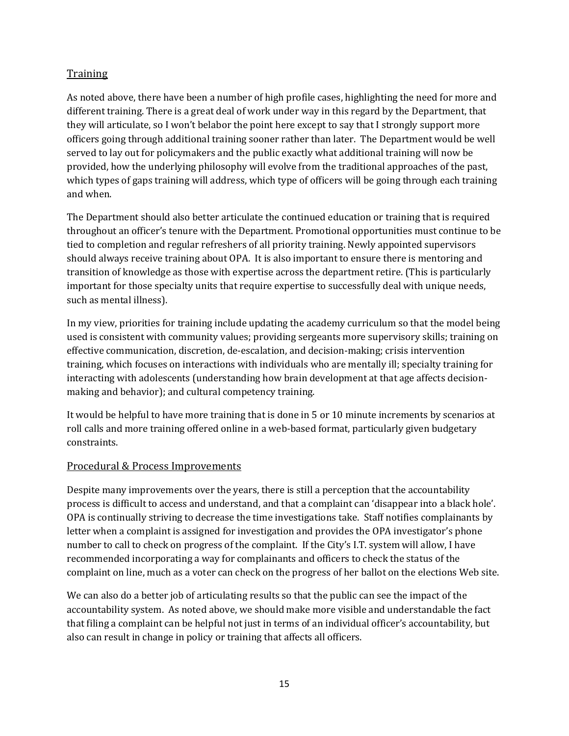## Training

As noted above, there have been a number of high profile cases, highlighting the need for more and different training. There is a great deal of work under way in this regard by the Department, that they will articulate, so I won't belabor the point here except to say that I strongly support more officers going through additional training sooner rather than later. The Department would be well served to lay out for policymakers and the public exactly what additional training will now be provided, how the underlying philosophy will evolve from the traditional approaches of the past, which types of gaps training will address, which type of officers will be going through each training and when.

The Department should also better articulate the continued education or training that is required throughout an officer's tenure with the Department. Promotional opportunities must continue to be tied to completion and regular refreshers of all priority training. Newly appointed supervisors should always receive training about OPA. It is also important to ensure there is mentoring and transition of knowledge as those with expertise across the department retire. (This is particularly important for those specialty units that require expertise to successfully deal with unique needs, such as mental illness).

In my view, priorities for training include updating the academy curriculum so that the model being used is consistent with community values; providing sergeants more supervisory skills; training on effective communication, discretion, de-escalation, and decision-making; crisis intervention training, which focuses on interactions with individuals who are mentally ill; specialty training for interacting with adolescents (understanding how brain development at that age affects decision-making and behavior); and cultural competency training.

It would be helpful to have more training that is done in 5 or 10 minute increments by scenarios at roll calls and more training offered online in a web-based format, particularly given budgetary constraints.

## Procedural & Process Improvements

Despite many improvements over the years, there is still a perception that the accountability process is difficult to access and understand, and that a complaint can 'disappear into a black hole'. OPA is continually striving to decrease the time investigations take. Staff notifies complainants by letter when a complaint is assigned for investigation and provides the OPA investigator's phone number to call to check on progress of the complaint. If the City's I.T. system will allow, I have recommended incorporating a way for complainants and officers to check the status of the complaint on line, much as a voter can check on the progress of her ballot on the elections Web site.

We can also do a better job of articulating results so that the public can see the impact of the accountability system. As noted above, we should make more visible and understandable the fact that filing a complaint can be helpful not just in terms of an individual officer's accountability, but also can result in change in policy or training that affects all officers.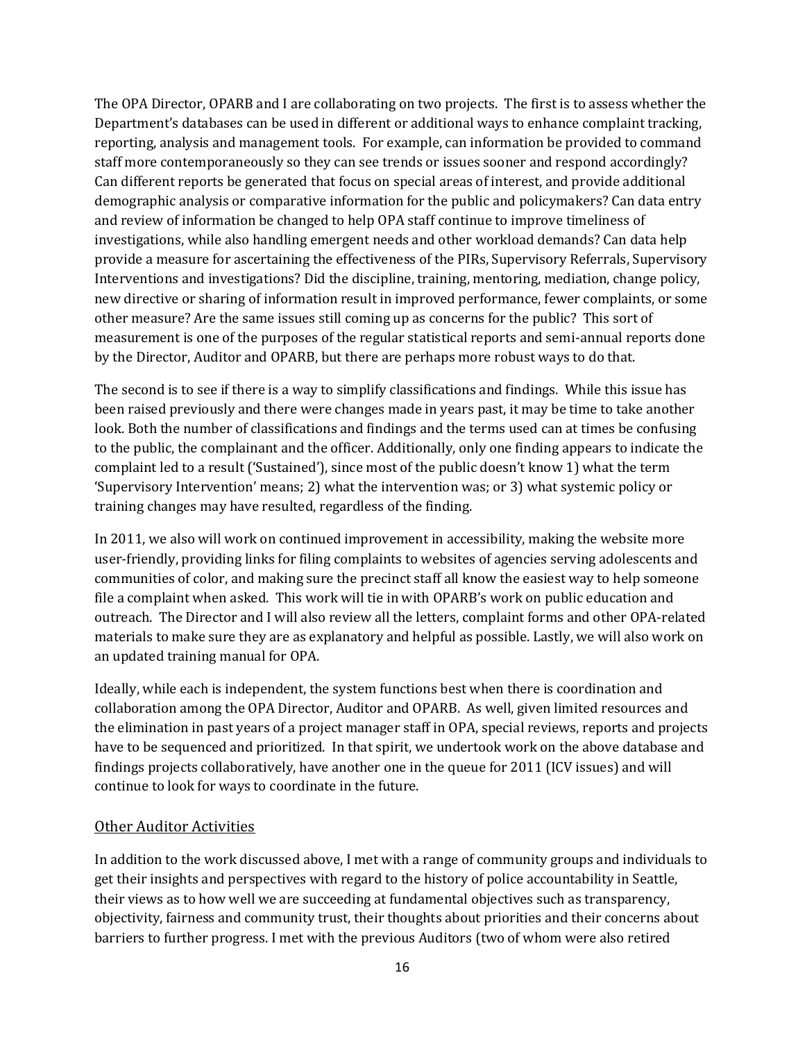The OPA Director, OPARB and I are collaborating on two projects. The first is to assess whether the Department's databases can be used in different or additional ways to enhance complaint tracking, reporting, analysis and management tools. For example, can information be provided to command staff more contemporaneously so they can see trends or issues sooner and respond accordingly? Can different reports be generated that focus on special areas of interest, and provide additional demographic analysis or comparative information for the public and policymakers? Can data entry and review of information be changed to help OPA staff continue to improve timeliness of investigations, while also handling emergent needs and other workload demands? Can data help provide a measure for ascertaining the effectiveness of the PIRs, Supervisory Referrals, Supervisory Interventions and investigations? Did the discipline, training, mentoring, mediation, change policy, new directive or sharing of information result in improved performance, fewer complaints, or some other measure? Are the same issues still coming up as concerns for the public? This sort of measurement is one of the purposes of the regular statistical reports and semi-annual reports done by the Director, Auditor and OPARB, but there are perhaps more robust ways to do that.

The second is to see if there is a way to simplify classifications and findings. While this issue has been raised previously and there were changes made in years past, it may be time to take another look. Both the number of classifications and findings and the terms used can at times be confusing to the public, the complainant and the officer. Additionally, only one finding appears to indicate the complaint led to a result ('Sustained'), since most of the public doesn't know 1) what the term 'Supervisory Intervention' means; 2) what the intervention was; or 3) what systemic policy or training changes may have resulted, regardless of the finding.

In 2011, we also will work on continued improvement in accessibility, making the website more user-friendly, providing links for filing complaints to websites of agencies serving adolescents and communities of color, and making sure the precinct staff all know the easiest way to help someone file a complaint when asked. This work will tie in with OPARB's work on public education and outreach. The Director and I will also review all the letters, complaint forms and other OPA-related materials to make sure they are as explanatory and helpful as possible. Lastly, we will also work on an updated training manual for OPA.

Ideally, while each is independent, the system functions best when there is coordination and collaboration among the OPA Director, Auditor and OPARB. As well, given limited resources and the elimination in past years of a project manager staff in OPA, special reviews, reports and projects have to be sequenced and prioritized. In that spirit, we undertook work on the above database and findings projects collaboratively, have another one in the queue for 2011 (ICV issues) and will continue to look for ways to coordinate in the future.

## Other Auditor Activities

In addition to the work discussed above, I met with a range of community groups and individuals to get their insights and perspectives with regard to the history of police accountability in Seattle, their views as to how well we are succeeding at fundamental objectives such as transparency, objectivity, fairness and community trust, their thoughts about priorities and their concerns about barriers to further progress. I met with the previous Auditors (two of whom were also retired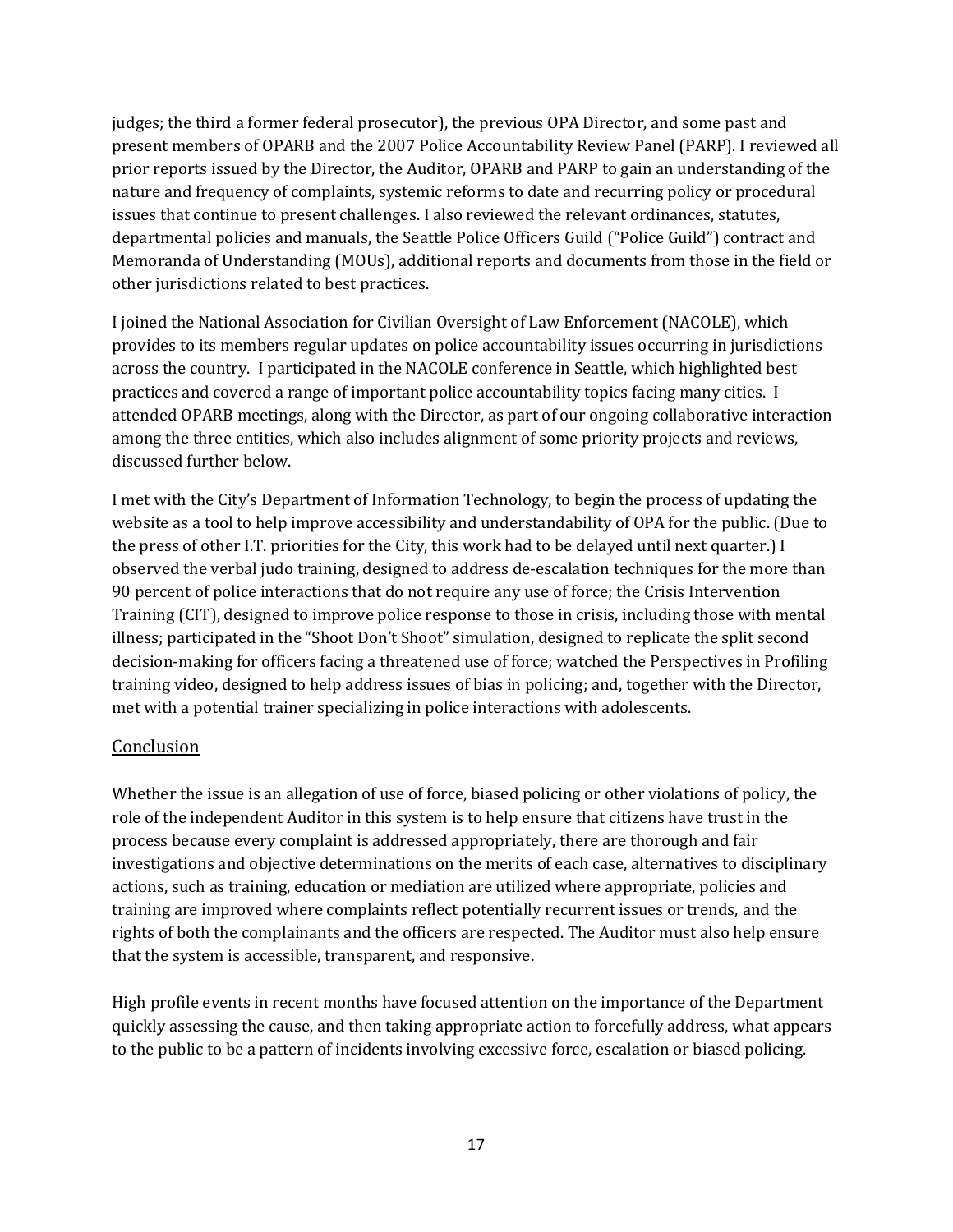judges; the third a former federal prosecutor), the previous OPA Director, and some past and present members of OPARB and the 2007 Police Accountability Review Panel (PARP). I reviewed all prior reports issued by the Director, the Auditor, OPARB and PARP to gain an understanding of the nature and frequency of complaints, systemic reforms to date and recurring policy or procedural issues that continue to present challenges. I also reviewed the relevant ordinances, statutes, departmental policies and manuals, the Seattle Police Officers Guild ("Police Guild") contract and Memoranda of Understanding (MOUs), additional reports and documents from those in the field or other jurisdictions related to best practices.

I joined the National Association for Civilian Oversight of Law Enforcement (NACOLE), which provides to its members regular updates on police accountability issues occurring in jurisdictions across the country. I participated in the NACOLE conference in Seattle, which highlighted best practices and covered a range of important police accountability topics facing many cities. I attended OPARB meetings, along with the Director, as part of our ongoing collaborative interaction among the three entities, which also includes alignment of some priority projects and reviews, discussed further below.

I met with the City's Department of Information Technology, to begin the process of updating the website as a tool to help improve accessibility and understandability of OPA for the public. (Due to the press of other I.T. priorities for the City, this work had to be delayed until next quarter.) I observed the verbal judo training, designed to address de-escalation techniques for the more than 90 percent of police interactions that do not require any use of force; the Crisis Intervention Training (CIT), designed to improve police response to those in crisis, including those with mental illness; participated in the "Shoot Don't Shoot" simulation, designed to replicate the split second decision-making for officers facing a threatened use of force; watched the Perspectives in Profiling training video, designed to help address issues of bias in policing; and, together with the Director, met with a potential trainer specializing in police interactions with adolescents.

## Conclusion

Whether the issue is an allegation of use of force, biased policing or other violations of policy, the role of the independent Auditor in this system is to help ensure that citizens have trust in the process because every complaint is addressed appropriately, there are thorough and fair investigations and objective determinations on the merits of each case, alternatives to disciplinary actions, such as training, education or mediation are utilized where appropriate, policies and training are improved where complaints reflect potentially recurrent issues or trends, and the rights of both the complainants and the officers are respected. The Auditor must also help ensure that the system is accessible, transparent, and responsive.

High profile events in recent months have focused attention on the importance of the Department quickly assessing the cause, and then taking appropriate action to forcefully address, what appears to the public to be a pattern of incidents involving excessive force, escalation or biased policing.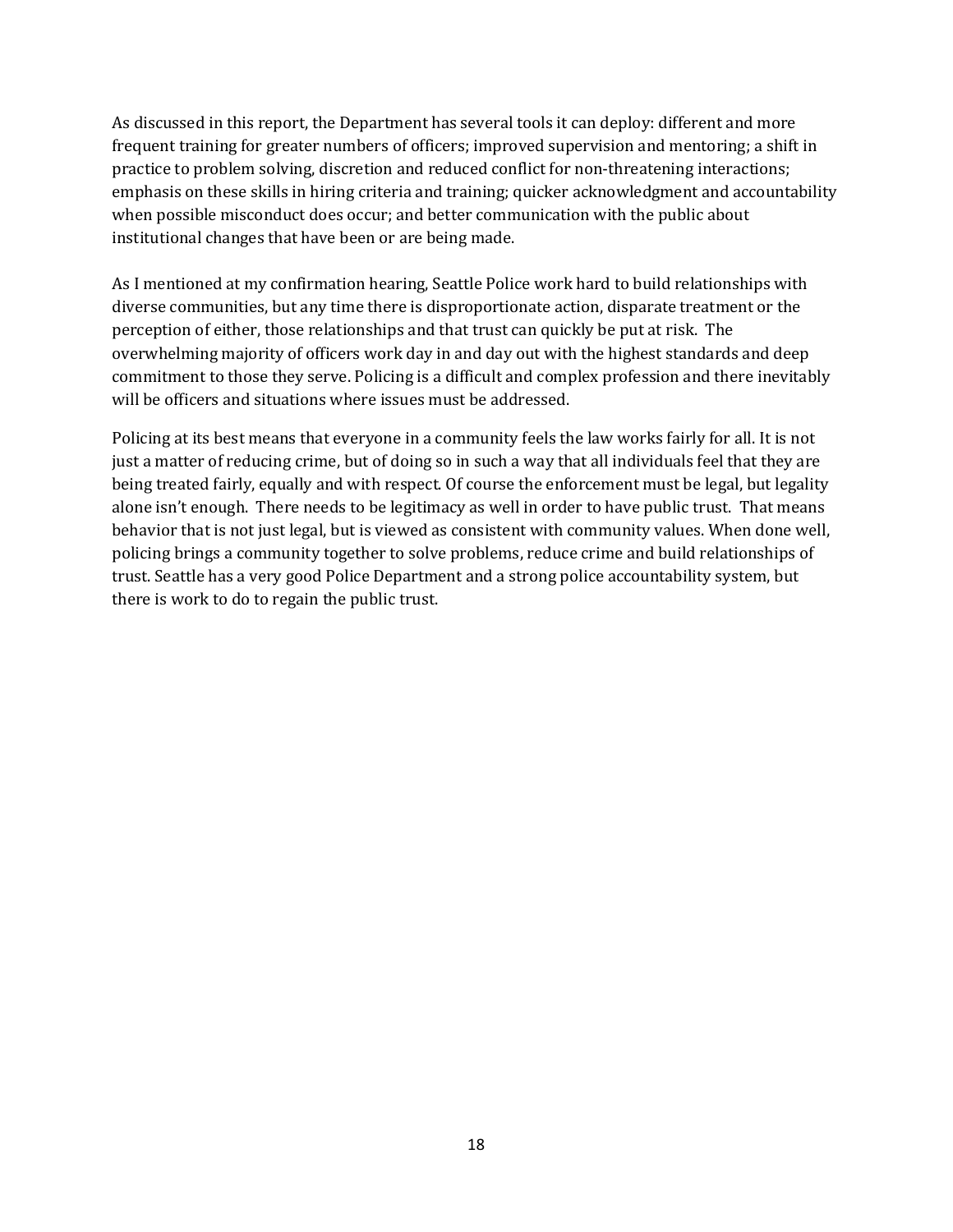As discussed in this report, the Department has several tools it can deploy: different and more frequent training for greater numbers of officers; improved supervision and mentoring; a shift in practice to problem solving, discretion and reduced conflict for non-threatening interactions; emphasis on these skills in hiring criteria and training; quicker acknowledgment and accountability when possible misconduct does occur; and better communication with the public about institutional changes that have been or are being made.

As I mentioned at my confirmation hearing, Seattle Police work hard to build relationships with diverse communities, but any time there is disproportionate action, disparate treatment or the perception of either, those relationships and that trust can quickly be put at risk. The overwhelming majority of officers work day in and day out with the highest standards and deep commitment to those they serve. Policing is a difficult and complex profession and there inevitably will be officers and situations where issues must be addressed.

Policing at its best means that everyone in a community feels the law works fairly for all. It is not just a matter of reducing crime, but of doing so in such a way that all individuals feel that they are being treated fairly, equally and with respect. Of course the enforcement must be legal, but legality alone isn't enough. There needs to be legitimacy as well in order to have public trust. That means behavior that is not just legal, but is viewed as consistent with community values. When done well, policing brings a community together to solve problems, reduce crime and build relationships of trust. Seattle has a very good Police Department and a strong police accountability system, but there is work to do to regain the public trust.